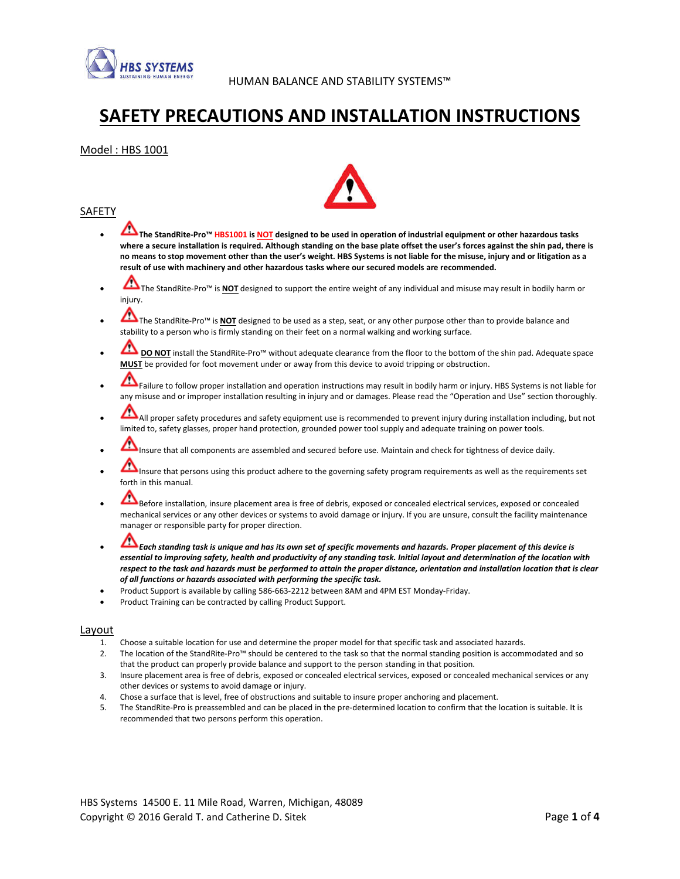HBS SYSTEMS
SUSTAINING HUMAN ENERGY

HUMAN BALANCE AND STABILITY SYSTEMS™

# SAFETY PRECAUTIONS AND INSTALLATION INSTRUCTIONS

Model : HBS 1001

## SAFETY

- **The StandRite-Pro™ HBS1001 is NOT designed to be used in operation of industrial equipment or other hazardous tasks where a secure installation is required. Although standing on the base plate offset the user's forces against the shin pad, there is no means to stop movement other than the user's weight. HBS Systems is not liable for the misuse, injury and or litigation as a result of use with machinery and other hazardous tasks where our secured models are recommended.**
- The StandRite-Pro™ is **NOT** designed to support the entire weight of any individual and misuse may result in bodily harm or injury.
- The StandRite-Pro™ is **NOT** designed to be used as a step, seat, or any other purpose other than to provide balance and stability to a person who is firmly standing on their feet on a normal walking and working surface.
- **DO NOT** install the StandRite-Pro™ without adequate clearance from the floor to the bottom of the shin pad. Adequate space **MUST** be provided for foot movement under or away from this device to avoid tripping or obstruction.
- Failure to follow proper installation and operation instructions may result in bodily harm or injury. HBS Systems is not liable for any misuse and or improper installation resulting in injury and or damages. Please read the "Operation and Use" section thoroughly.
- All proper safety procedures and safety equipment use is recommended to prevent injury during installation including, but not limited to, safety glasses, proper hand protection, grounded power tool supply and adequate training on power tools.
- Insure that all components are assembled and secured before use. Maintain and check for tightness of device daily.
- Insure that persons using this product adhere to the governing safety program requirements as well as the requirements set forth in this manual.
- Before installation, insure placement area is free of debris, exposed or concealed electrical services, exposed or concealed mechanical services or any other devices or systems to avoid damage or injury. If you are unsure, consult the facility maintenance manager or responsible party for proper direction.
- ***Each standing task is unique and has its own set of specific movements and hazards. Proper placement of this device is essential to improving safety, health and productivity of any standing task. Initial layout and determination of the location with respect to the task and hazards must be performed to attain the proper distance, orientation and installation location that is clear of all functions or hazards associated with performing the specific task.***
- Product Support is available by calling 586-663-2212 between 8AM and 4PM EST Monday-Friday.
- Product Training can be contracted by calling Product Support.

## Layout

1. Choose a suitable location for use and determine the proper model for that specific task and associated hazards.
2. The location of the StandRite-Pro™ should be centered to the task so that the normal standing position is accommodated and so that the product can properly provide balance and support to the person standing in that position.
3. Insure placement area is free of debris, exposed or concealed electrical services, exposed or concealed mechanical services or any other devices or systems to avoid damage or injury.
4. Chose a surface that is level, free of obstructions and suitable to insure proper anchoring and placement.
5. The StandRite-Pro is preassembled and can be placed in the pre-determined location to confirm that the location is suitable. It is recommended that two persons perform this operation.

HBS Systems 14500 E. 11 Mile Road, Warren, Michigan, 48089
Copyright © 2016 Gerald T. and Catherine D. Sitek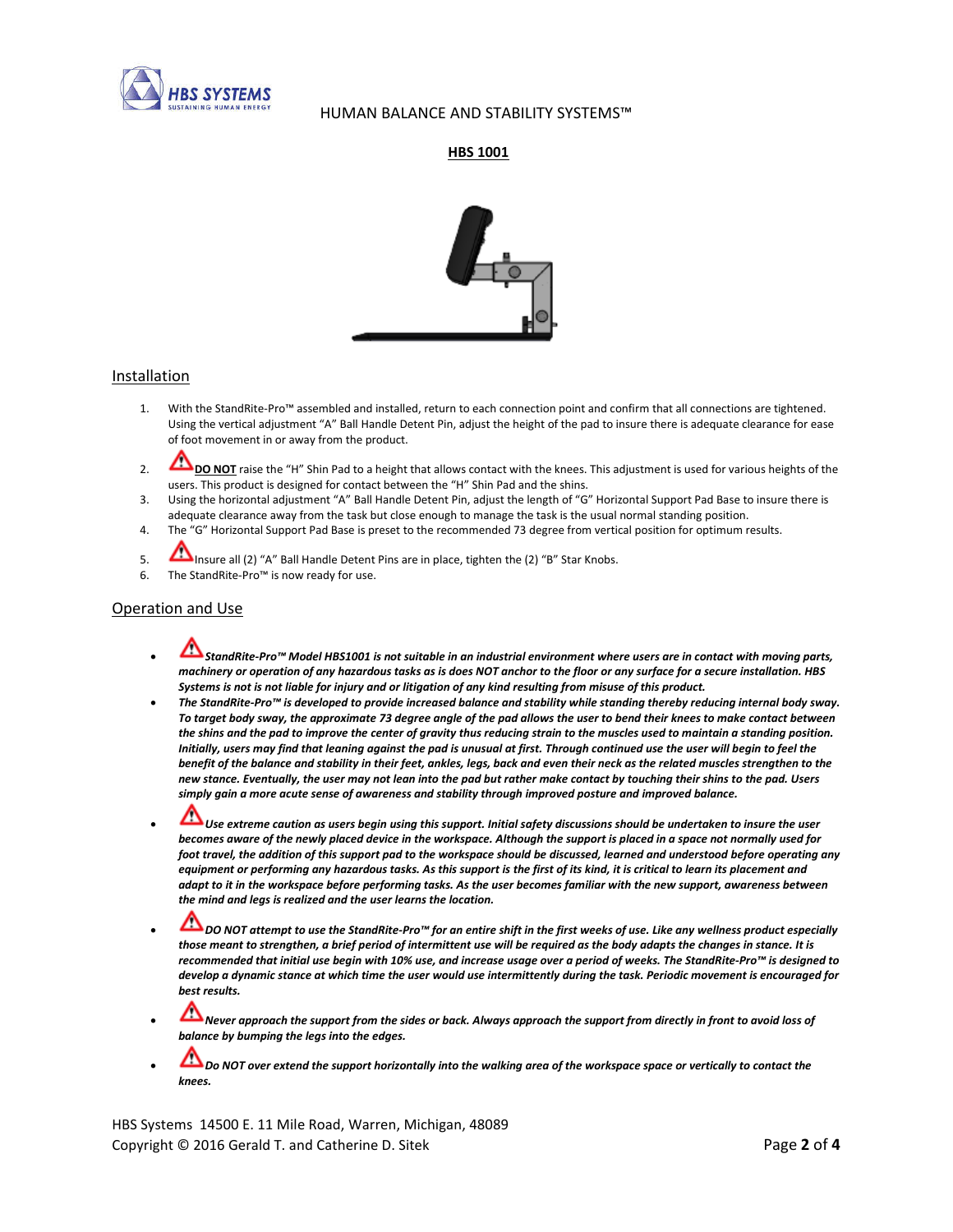HUMAN BALANCE AND STABILITY SYSTEMS™

**HBS 1001**

## Installation

1. With the StandRite-Pro™ assembled and installed, return to each connection point and confirm that all connections are tightened. Using the vertical adjustment "A" Ball Handle Detent Pin, adjust the height of the pad to insure there is adequate clearance for ease of foot movement in or away from the product.
2. ⚠ **DO NOT** raise the "H" Shin Pad to a height that allows contact with the knees. This adjustment is used for various heights of the users. This product is designed for contact between the "H" Shin Pad and the shins.
3. Using the horizontal adjustment "A" Ball Handle Detent Pin, adjust the length of "G" Horizontal Support Pad Base to insure there is adequate clearance away from the task but close enough to manage the task is the usual normal standing position.
4. The "G" Horizontal Support Pad Base is preset to the recommended 73 degree from vertical position for optimum results.
5. ⚠ Insure all (2) "A" Ball Handle Detent Pins are in place, tighten the (2) "B" Star Knobs.
6. The StandRite-Pro™ is now ready for use.

## Operation and Use

- ⚠ ***StandRite-Pro™ Model HBS1001 is not suitable in an industrial environment where users are in contact with moving parts, machinery or operation of any hazardous tasks as is does NOT anchor to the floor or any surface for a secure installation. HBS Systems is not is not liable for injury and or litigation of any kind resulting from misuse of this product.***
- ***The StandRite-Pro™ is developed to provide increased balance and stability while standing thereby reducing internal body sway. To target body sway, the approximate 73 degree angle of the pad allows the user to bend their knees to make contact between the shins and the pad to improve the center of gravity thus reducing strain to the muscles used to maintain a standing position. Initially, users may find that leaning against the pad is unusual at first. Through continued use the user will begin to feel the benefit of the balance and stability in their feet, ankles, legs, back and even their neck as the related muscles strengthen to the new stance. Eventually, the user may not lean into the pad but rather make contact by touching their shins to the pad. Users simply gain a more acute sense of awareness and stability through improved posture and improved balance.***
- ⚠ ***Use extreme caution as users begin using this support. Initial safety discussions should be undertaken to insure the user becomes aware of the newly placed device in the workspace. Although the support is placed in a space not normally used for foot travel, the addition of this support pad to the workspace should be discussed, learned and understood before operating any equipment or performing any hazardous tasks. As this support is the first of its kind, it is critical to learn its placement and adapt to it in the workspace before performing tasks. As the user becomes familiar with the new support, awareness between the mind and legs is realized and the user learns the location.***
- ⚠ ***DO NOT attempt to use the StandRite-Pro™ for an entire shift in the first weeks of use. Like any wellness product especially those meant to strengthen, a brief period of intermittent use will be required as the body adapts the changes in stance. It is recommended that initial use begin with 10% use, and increase usage over a period of weeks. The StandRite-Pro™ is designed to develop a dynamic stance at which time the user would use intermittently during the task. Periodic movement is encouraged for best results.***
- ⚠ ***Never approach the support from the sides or back. Always approach the support from directly in front to avoid loss of balance by bumping the legs into the edges.***
- ⚠ ***Do NOT over extend the support horizontally into the walking area of the workspace space or vertically to contact the knees.***

HBS Systems 14500 E. 11 Mile Road, Warren, Michigan, 48089
Copyright © 2016 Gerald T. and Catherine D. Sitek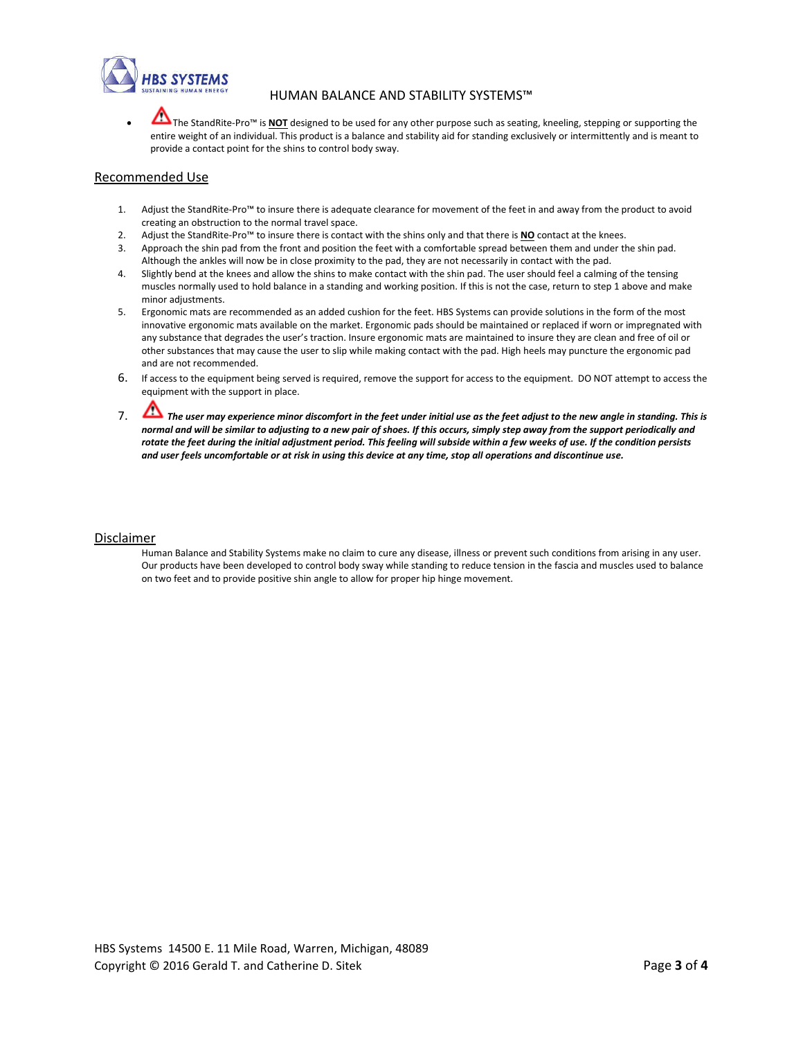- ⚠ The StandRite-Pro™ is **NOT** designed to be used for any other purpose such as seating, kneeling, stepping or supporting the entire weight of an individual. This product is a balance and stability aid for standing exclusively or intermittently and is meant to provide a contact point for the shins to control body sway.

## Recommended Use

1. Adjust the StandRite-Pro™ to insure there is adequate clearance for movement of the feet in and away from the product to avoid creating an obstruction to the normal travel space.
2. Adjust the StandRite-Pro™ to insure there is contact with the shins only and that there is **NO** contact at the knees.
3. Approach the shin pad from the front and position the feet with a comfortable spread between them and under the shin pad. Although the ankles will now be in close proximity to the pad, they are not necessarily in contact with the pad.
4. Slightly bend at the knees and allow the shins to make contact with the shin pad. The user should feel a calming of the tensing muscles normally used to hold balance in a standing and working position. If this is not the case, return to step 1 above and make minor adjustments.
5. Ergonomic mats are recommended as an added cushion for the feet. HBS Systems can provide solutions in the form of the most innovative ergonomic mats available on the market. Ergonomic pads should be maintained or replaced if worn or impregnated with any substance that degrades the user's traction. Insure ergonomic mats are maintained to insure they are clean and free of oil or other substances that may cause the user to slip while making contact with the pad. High heels may puncture the ergonomic pad and are not recommended.
6. If access to the equipment being served is required, remove the support for access to the equipment. DO NOT attempt to access the equipment with the support in place.
7. ⚠ ***The user may experience minor discomfort in the feet under initial use as the feet adjust to the new angle in standing. This is normal and will be similar to adjusting to a new pair of shoes. If this occurs, simply step away from the support periodically and rotate the feet during the initial adjustment period. This feeling will subside within a few weeks of use. If the condition persists and user feels uncomfortable or at risk in using this device at any time, stop all operations and discontinue use.***

## Disclaimer

Human Balance and Stability Systems make no claim to cure any disease, illness or prevent such conditions from arising in any user. Our products have been developed to control body sway while standing to reduce tension in the fascia and muscles used to balance on two feet and to provide positive shin angle to allow for proper hip hinge movement.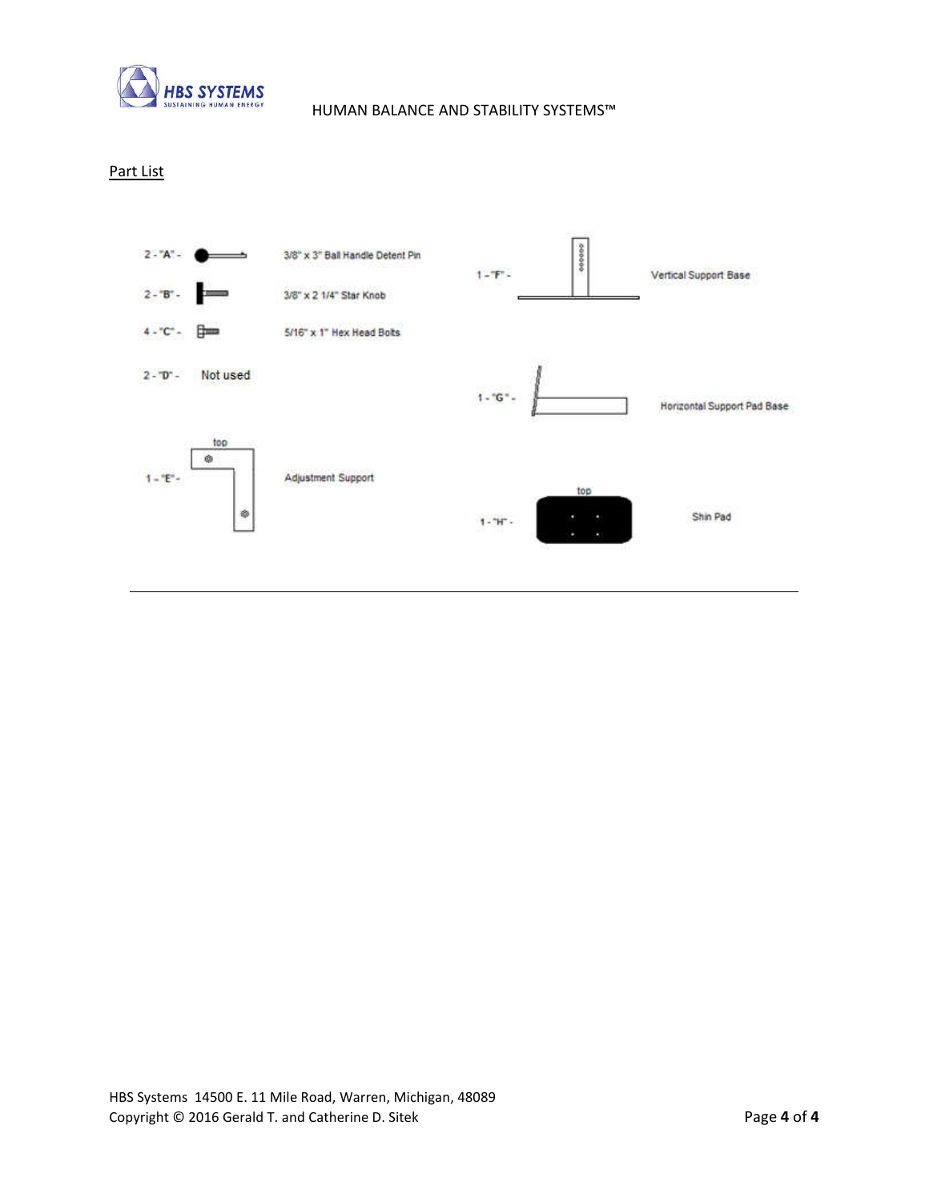## Part List

2 - "A" - 3/8" x 3" Ball Handle Detent Pin

2 - "B" - 3/8" x 2 1/4" Star Knob

4 - "C" - 5/16" x 1" Hex Head Bolts

2 - "D" - Not used

1 - "E" - Adjustment Support

top

1 - "F" - Vertical Support Base

1 - "G" - Horizontal Support Pad Base

1 - "H" - Shin Pad

top